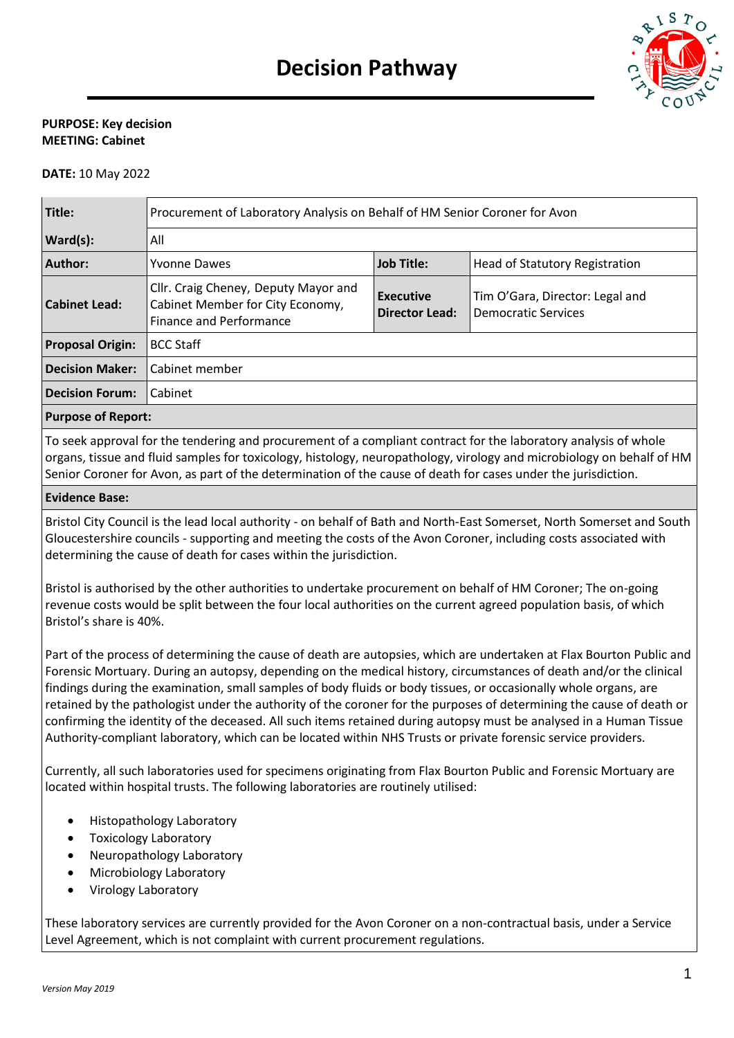# Decision Pathway

**PURPOSE: Key decision**
**MEETING: Cabinet**

**DATE:** 10 May 2022

| **Title:** | Procurement of Laboratory Analysis on Behalf of HM Senior Coroner for Avon | | |
|---|---|---|---|
| **Ward(s):** | All | | |
| **Author:** | Yvonne Dawes | **Job Title:** | Head of Statutory Registration |
| **Cabinet Lead:** | Cllr. Craig Cheney, Deputy Mayor and Cabinet Member for City Economy, Finance and Performance | **Executive Director Lead:** | Tim O'Gara, Director: Legal and Democratic Services |
| **Proposal Origin:** | BCC Staff | | |
| **Decision Maker:** | Cabinet member | | |
| **Decision Forum:** | Cabinet | | |

**Purpose of Report:**

To seek approval for the tendering and procurement of a compliant contract for the laboratory analysis of whole organs, tissue and fluid samples for toxicology, histology, neuropathology, virology and microbiology on behalf of HM Senior Coroner for Avon, as part of the determination of the cause of death for cases under the jurisdiction.

**Evidence Base:**

Bristol City Council is the lead local authority - on behalf of Bath and North-East Somerset, North Somerset and South Gloucestershire councils - supporting and meeting the costs of the Avon Coroner, including costs associated with determining the cause of death for cases within the jurisdiction.

Bristol is authorised by the other authorities to undertake procurement on behalf of HM Coroner; The on-going revenue costs would be split between the four local authorities on the current agreed population basis, of which Bristol's share is 40%.

Part of the process of determining the cause of death are autopsies, which are undertaken at Flax Bourton Public and Forensic Mortuary. During an autopsy, depending on the medical history, circumstances of death and/or the clinical findings during the examination, small samples of body fluids or body tissues, or occasionally whole organs, are retained by the pathologist under the authority of the coroner for the purposes of determining the cause of death or confirming the identity of the deceased. All such items retained during autopsy must be analysed in a Human Tissue Authority-compliant laboratory, which can be located within NHS Trusts or private forensic service providers.

Currently, all such laboratories used for specimens originating from Flax Bourton Public and Forensic Mortuary are located within hospital trusts. The following laboratories are routinely utilised:

- Histopathology Laboratory
- Toxicology Laboratory
- Neuropathology Laboratory
- Microbiology Laboratory
- Virology Laboratory

These laboratory services are currently provided for the Avon Coroner on a non-contractual basis, under a Service Level Agreement, which is not complaint with current procurement regulations.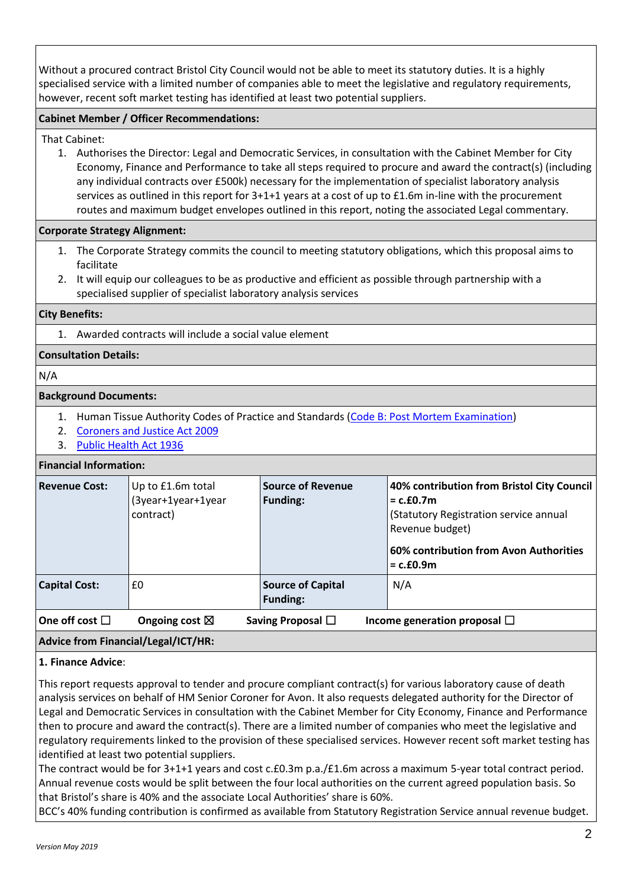Without a procured contract Bristol City Council would not be able to meet its statutory duties. It is a highly specialised service with a limited number of companies able to meet the legislative and regulatory requirements, however, recent soft market testing has identified at least two potential suppliers.

**Cabinet Member / Officer Recommendations:**

That Cabinet:

1. Authorises the Director: Legal and Democratic Services, in consultation with the Cabinet Member for City Economy, Finance and Performance to take all steps required to procure and award the contract(s) (including any individual contracts over £500k) necessary for the implementation of specialist laboratory analysis services as outlined in this report for 3+1+1 years at a cost of up to £1.6m in-line with the procurement routes and maximum budget envelopes outlined in this report, noting the associated Legal commentary.

**Corporate Strategy Alignment:**

1. The Corporate Strategy commits the council to meeting statutory obligations, which this proposal aims to facilitate
2. It will equip our colleagues to be as productive and efficient as possible through partnership with a specialised supplier of specialist laboratory analysis services

**City Benefits:**

1. Awarded contracts will include a social value element

**Consultation Details:**

N/A

**Background Documents:**

1. Human Tissue Authority Codes of Practice and Standards (Code B: Post Mortem Examination)
2. Coroners and Justice Act 2009
3. Public Health Act 1936

**Financial Information:**

| **Revenue Cost:** | Up to £1.6m total (3year+1year+1year contract) | **Source of Revenue Funding:** | **40% contribution from Bristol City Council = c.£0.7m** (Statutory Registration service annual Revenue budget) **60% contribution from Avon Authorities = c.£0.9m** |
|---|---|---|---|
| **Capital Cost:** | £0 | **Source of Capital Funding:** | N/A |

**One off cost ☐** **Ongoing cost ☒** **Saving Proposal ☐** **Income generation proposal ☐**

**Advice from Financial/Legal/ICT/HR:**

**1. Finance Advice**:

This report requests approval to tender and procure compliant contract(s) for various laboratory cause of death analysis services on behalf of HM Senior Coroner for Avon. It also requests delegated authority for the Director of Legal and Democratic Services in consultation with the Cabinet Member for City Economy, Finance and Performance then to procure and award the contract(s). There are a limited number of companies who meet the legislative and regulatory requirements linked to the provision of these specialised services. However recent soft market testing has identified at least two potential suppliers.

The contract would be for 3+1+1 years and cost c.£0.3m p.a./£1.6m across a maximum 5-year total contract period. Annual revenue costs would be split between the four local authorities on the current agreed population basis. So that Bristol's share is 40% and the associate Local Authorities' share is 60%.

BCC's 40% funding contribution is confirmed as available from Statutory Registration Service annual revenue budget.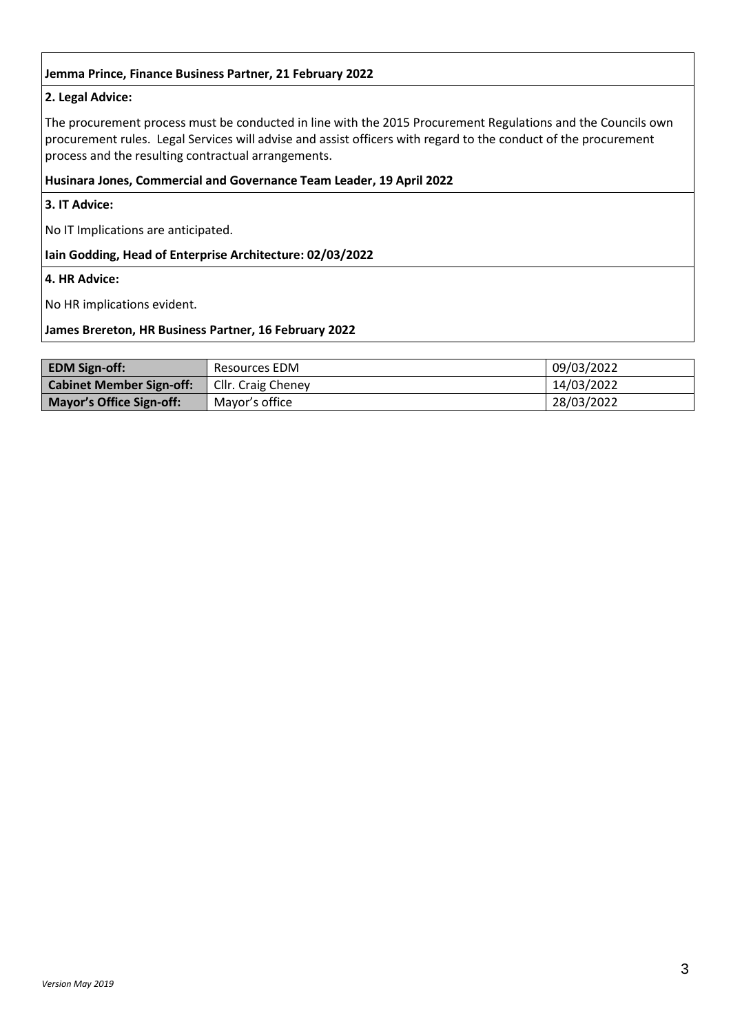**Jemma Prince, Finance Business Partner, 21 February 2022**

**2. Legal Advice:**

The procurement process must be conducted in line with the 2015 Procurement Regulations and the Councils own procurement rules. Legal Services will advise and assist officers with regard to the conduct of the procurement process and the resulting contractual arrangements.

**Husinara Jones, Commercial and Governance Team Leader, 19 April 2022**

**3. IT Advice:**

No IT Implications are anticipated.

**Iain Godding, Head of Enterprise Architecture: 02/03/2022**

**4. HR Advice:**

No HR implications evident.

**James Brereton, HR Business Partner, 16 February 2022**

| | | |
|---|---|---|
| **EDM Sign-off:** | Resources EDM | 09/03/2022 |
| **Cabinet Member Sign-off:** | Cllr. Craig Cheney | 14/03/2022 |
| **Mayor's Office Sign-off:** | Mayor's office | 28/03/2022 |

*Version May 2019*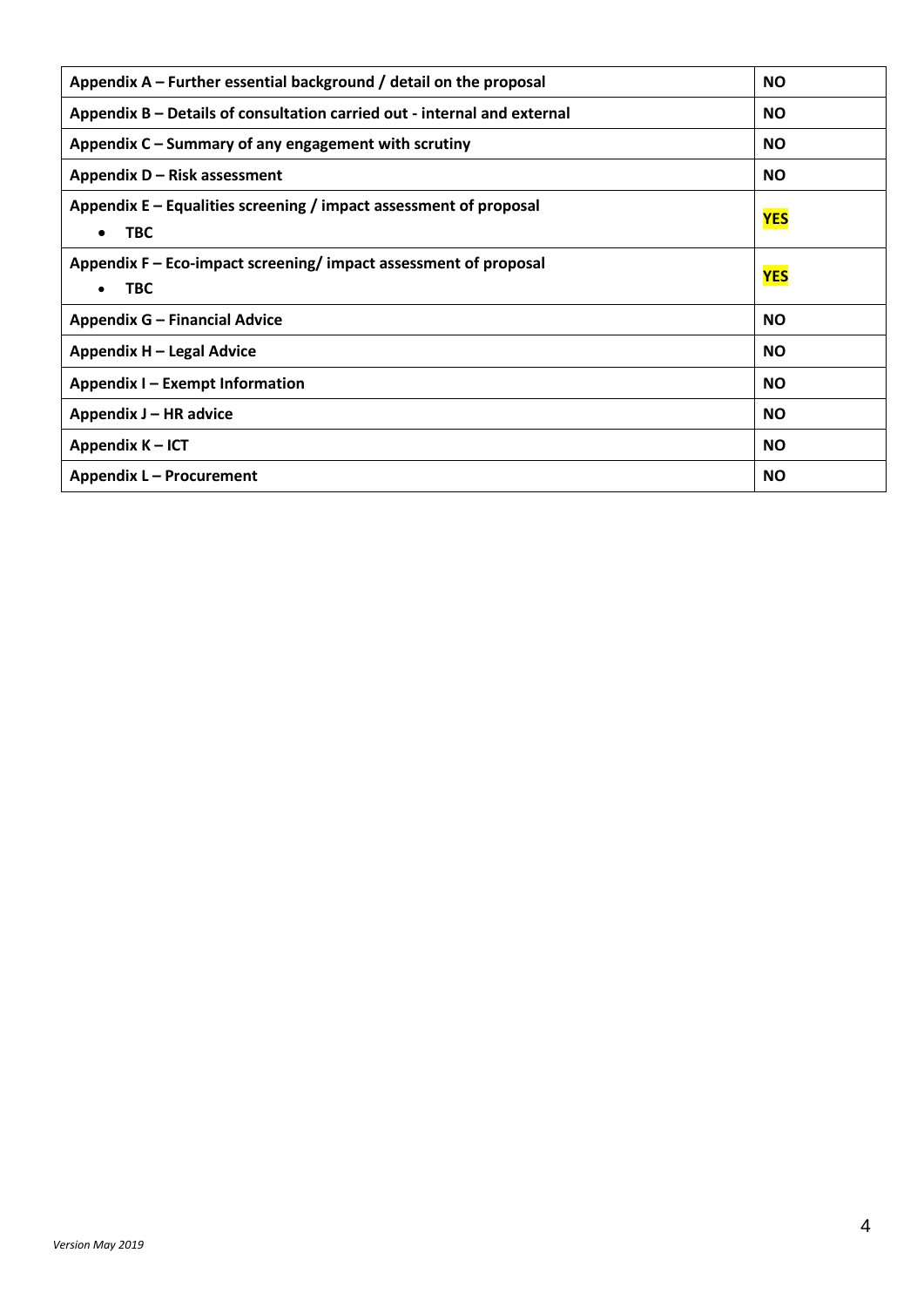| | |
|---|---|
| **Appendix A – Further essential background / detail on the proposal** | **NO** |
| **Appendix B – Details of consultation carried out - internal and external** | **NO** |
| **Appendix C – Summary of any engagement with scrutiny** | **NO** |
| **Appendix D – Risk assessment** | **NO** |
| **Appendix E – Equalities screening / impact assessment of proposal**<br>• **TBC** | **YES** |
| **Appendix F – Eco-impact screening/ impact assessment of proposal**<br>• **TBC** | **YES** |
| **Appendix G – Financial Advice** | **NO** |
| **Appendix H – Legal Advice** | **NO** |
| **Appendix I – Exempt Information** | **NO** |
| **Appendix J – HR advice** | **NO** |
| **Appendix K – ICT** | **NO** |
| **Appendix L – Procurement** | **NO** |

*Version May 2019*